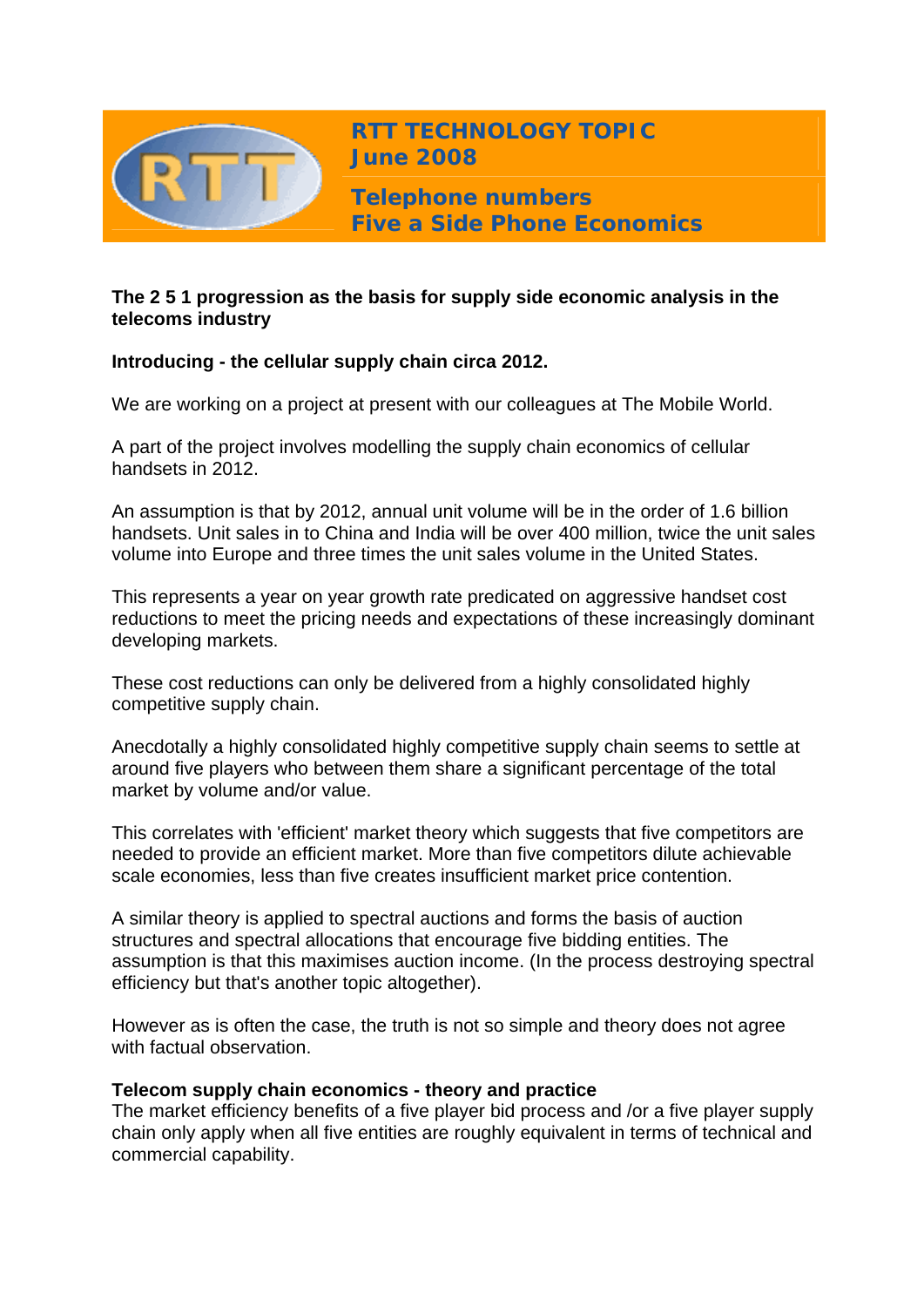# RTT TECHNOLOGY TOPIC
## June 2008

## Telephone numbers
## Five a Side Phone Economics

**The 2 5 1 progression as the basis for supply side economic analysis in the telecoms industry**

**Introducing - the cellular supply chain circa 2012.**

We are working on a project at present with our colleagues at The Mobile World.

A part of the project involves modelling the supply chain economics of cellular handsets in 2012.

An assumption is that by 2012, annual unit volume will be in the order of 1.6 billion handsets. Unit sales in to China and India will be over 400 million, twice the unit sales volume into Europe and three times the unit sales volume in the United States.

This represents a year on year growth rate predicated on aggressive handset cost reductions to meet the pricing needs and expectations of these increasingly dominant developing markets.

These cost reductions can only be delivered from a highly consolidated highly competitive supply chain.

Anecdotally a highly consolidated highly competitive supply chain seems to settle at around five players who between them share a significant percentage of the total market by volume and/or value.

This correlates with 'efficient' market theory which suggests that five competitors are needed to provide an efficient market. More than five competitors dilute achievable scale economies, less than five creates insufficient market price contention.

A similar theory is applied to spectral auctions and forms the basis of auction structures and spectral allocations that encourage five bidding entities. The assumption is that this maximises auction income. (In the process destroying spectral efficiency but that's another topic altogether).

However as is often the case, the truth is not so simple and theory does not agree with factual observation.

**Telecom supply chain economics - theory and practice**

The market efficiency benefits of a five player bid process and /or a five player supply chain only apply when all five entities are roughly equivalent in terms of technical and commercial capability.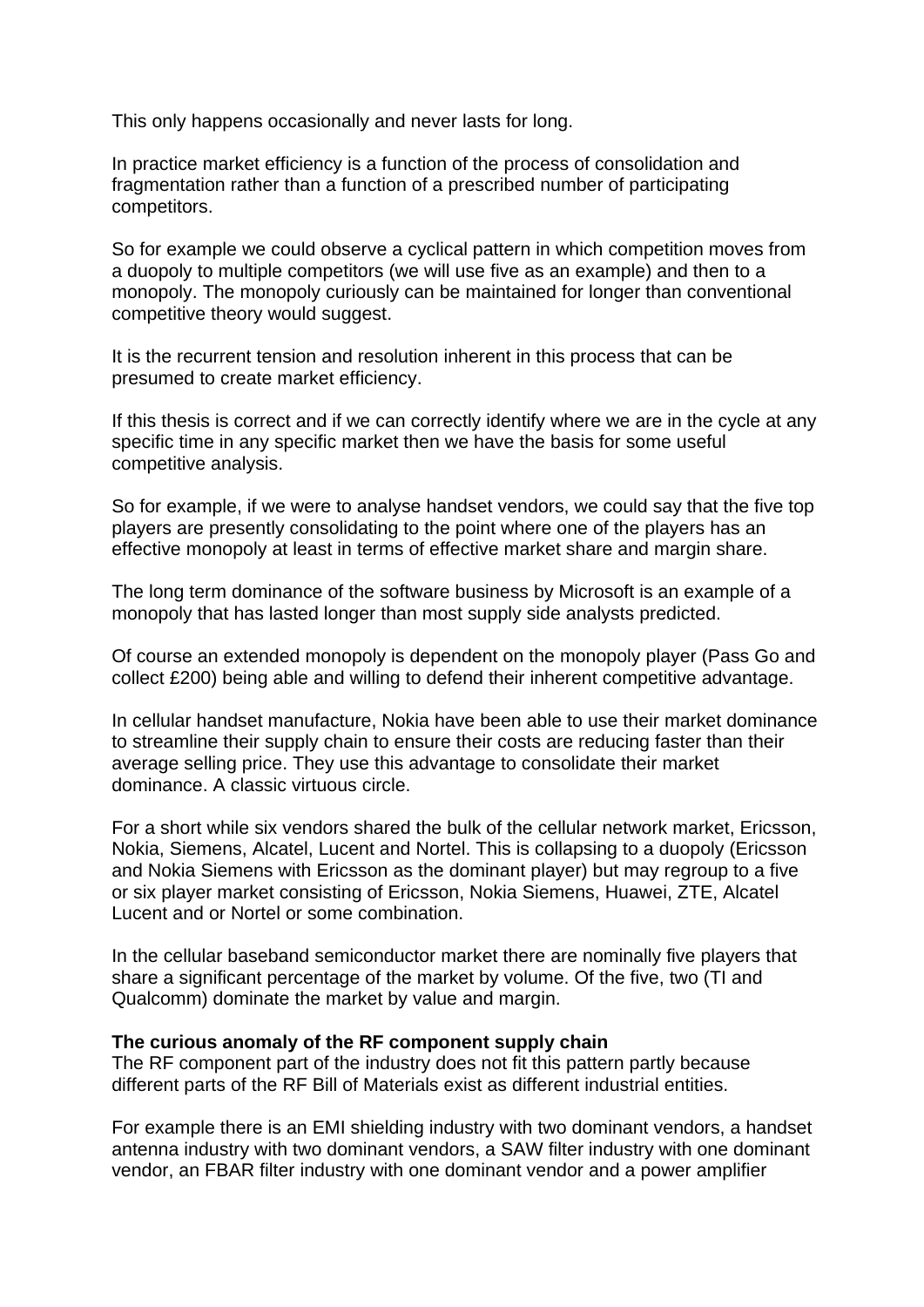This only happens occasionally and never lasts for long.

In practice market efficiency is a function of the process of consolidation and fragmentation rather than a function of a prescribed number of participating competitors.

So for example we could observe a cyclical pattern in which competition moves from a duopoly to multiple competitors (we will use five as an example) and then to a monopoly. The monopoly curiously can be maintained for longer than conventional competitive theory would suggest.

It is the recurrent tension and resolution inherent in this process that can be presumed to create market efficiency.

If this thesis is correct and if we can correctly identify where we are in the cycle at any specific time in any specific market then we have the basis for some useful competitive analysis.

So for example, if we were to analyse handset vendors, we could say that the five top players are presently consolidating to the point where one of the players has an effective monopoly at least in terms of effective market share and margin share.

The long term dominance of the software business by Microsoft is an example of a monopoly that has lasted longer than most supply side analysts predicted.

Of course an extended monopoly is dependent on the monopoly player (Pass Go and collect £200) being able and willing to defend their inherent competitive advantage.

In cellular handset manufacture, Nokia have been able to use their market dominance to streamline their supply chain to ensure their costs are reducing faster than their average selling price. They use this advantage to consolidate their market dominance. A classic virtuous circle.

For a short while six vendors shared the bulk of the cellular network market, Ericsson, Nokia, Siemens, Alcatel, Lucent and Nortel. This is collapsing to a duopoly (Ericsson and Nokia Siemens with Ericsson as the dominant player) but may regroup to a five or six player market consisting of Ericsson, Nokia Siemens, Huawei, ZTE, Alcatel Lucent and or Nortel or some combination.

In the cellular baseband semiconductor market there are nominally five players that share a significant percentage of the market by volume. Of the five, two (TI and Qualcomm) dominate the market by value and margin.

**The curious anomaly of the RF component supply chain**

The RF component part of the industry does not fit this pattern partly because different parts of the RF Bill of Materials exist as different industrial entities.

For example there is an EMI shielding industry with two dominant vendors, a handset antenna industry with two dominant vendors, a SAW filter industry with one dominant vendor, an FBAR filter industry with one dominant vendor and a power amplifier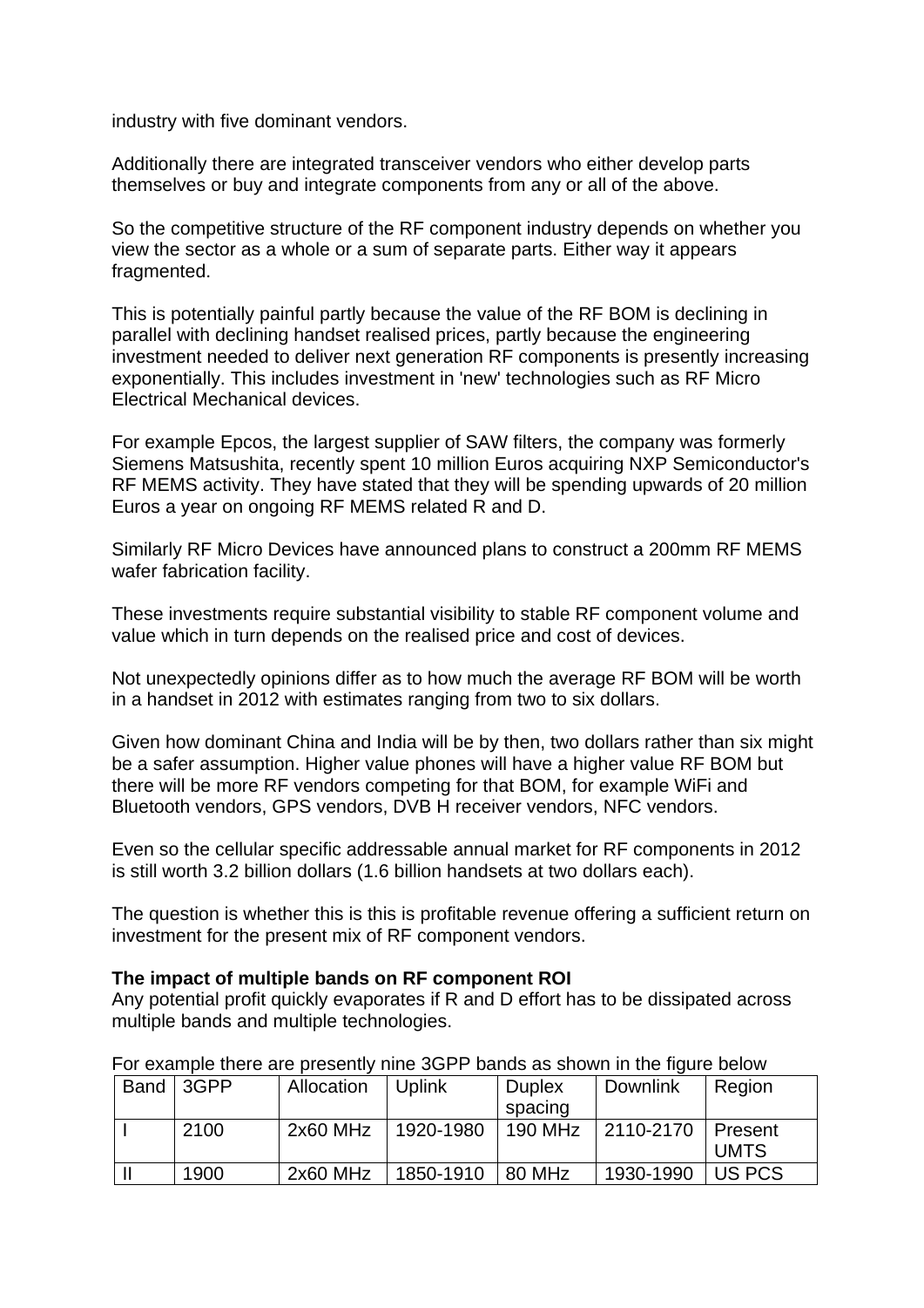industry with five dominant vendors.

Additionally there are integrated transceiver vendors who either develop parts themselves or buy and integrate components from any or all of the above.

So the competitive structure of the RF component industry depends on whether you view the sector as a whole or a sum of separate parts. Either way it appears fragmented.

This is potentially painful partly because the value of the RF BOM is declining in parallel with declining handset realised prices, partly because the engineering investment needed to deliver next generation RF components is presently increasing exponentially. This includes investment in 'new' technologies such as RF Micro Electrical Mechanical devices.

For example Epcos, the largest supplier of SAW filters, the company was formerly Siemens Matsushita, recently spent 10 million Euros acquiring NXP Semiconductor's RF MEMS activity. They have stated that they will be spending upwards of 20 million Euros a year on ongoing RF MEMS related R and D.

Similarly RF Micro Devices have announced plans to construct a 200mm RF MEMS wafer fabrication facility.

These investments require substantial visibility to stable RF component volume and value which in turn depends on the realised price and cost of devices.

Not unexpectedly opinions differ as to how much the average RF BOM will be worth in a handset in 2012 with estimates ranging from two to six dollars.

Given how dominant China and India will be by then, two dollars rather than six might be a safer assumption. Higher value phones will have a higher value RF BOM but there will be more RF vendors competing for that BOM, for example WiFi and Bluetooth vendors, GPS vendors, DVB H receiver vendors, NFC vendors.

Even so the cellular specific addressable annual market for RF components in 2012 is still worth 3.2 billion dollars (1.6 billion handsets at two dollars each).

The question is whether this is this is profitable revenue offering a sufficient return on investment for the present mix of RF component vendors.

**The impact of multiple bands on RF component ROI**
Any potential profit quickly evaporates if R and D effort has to be dissipated across multiple bands and multiple technologies.

For example there are presently nine 3GPP bands as shown in the figure below

| Band | 3GPP | Allocation | Uplink | Duplex spacing | Downlink | Region |
|---|---|---|---|---|---|---|
| I | 2100 | 2x60 MHz | 1920-1980 | 190 MHz | 2110-2170 | Present UMTS |
| II | 1900 | 2x60 MHz | 1850-1910 | 80 MHz | 1930-1990 | US PCS |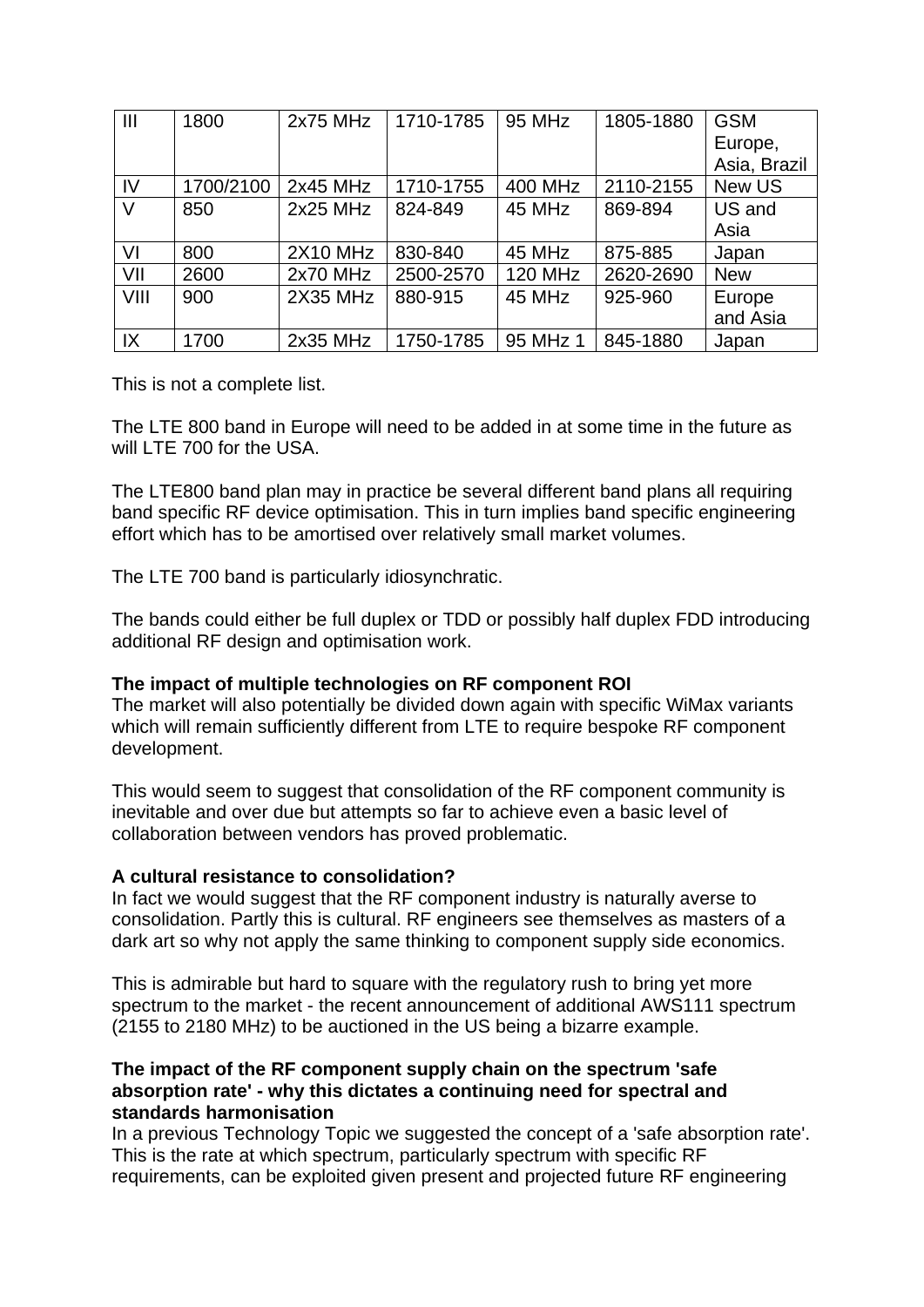| III | 1800 | 2x75 MHz | 1710-1785 | 95 MHz | 1805-1880 | GSM Europe, Asia, Brazil |
|---|---|---|---|---|---|---|
| IV | 1700/2100 | 2x45 MHz | 1710-1755 | 400 MHz | 2110-2155 | New US |
| V | 850 | 2x25 MHz | 824-849 | 45 MHz | 869-894 | US and Asia |
| VI | 800 | 2X10 MHz | 830-840 | 45 MHz | 875-885 | Japan |
| VII | 2600 | 2x70 MHz | 2500-2570 | 120 MHz | 2620-2690 | New |
| VIII | 900 | 2X35 MHz | 880-915 | 45 MHz | 925-960 | Europe and Asia |
| IX | 1700 | 2x35 MHz | 1750-1785 | 95 MHz 1 | 845-1880 | Japan |

This is not a complete list.

The LTE 800 band in Europe will need to be added in at some time in the future as will LTE 700 for the USA.

The LTE800 band plan may in practice be several different band plans all requiring band specific RF device optimisation. This in turn implies band specific engineering effort which has to be amortised over relatively small market volumes.

The LTE 700 band is particularly idiosynchratic.

The bands could either be full duplex or TDD or possibly half duplex FDD introducing additional RF design and optimisation work.

**The impact of multiple technologies on RF component ROI**

The market will also potentially be divided down again with specific WiMax variants which will remain sufficiently different from LTE to require bespoke RF component development.

This would seem to suggest that consolidation of the RF component community is inevitable and over due but attempts so far to achieve even a basic level of collaboration between vendors has proved problematic.

**A cultural resistance to consolidation?**

In fact we would suggest that the RF component industry is naturally averse to consolidation. Partly this is cultural. RF engineers see themselves as masters of a dark art so why not apply the same thinking to component supply side economics.

This is admirable but hard to square with the regulatory rush to bring yet more spectrum to the market - the recent announcement of additional AWS111 spectrum (2155 to 2180 MHz) to be auctioned in the US being a bizarre example.

**The impact of the RF component supply chain on the spectrum 'safe absorption rate' - why this dictates a continuing need for spectral and standards harmonisation**

In a previous Technology Topic we suggested the concept of a 'safe absorption rate'. This is the rate at which spectrum, particularly spectrum with specific RF requirements, can be exploited given present and projected future RF engineering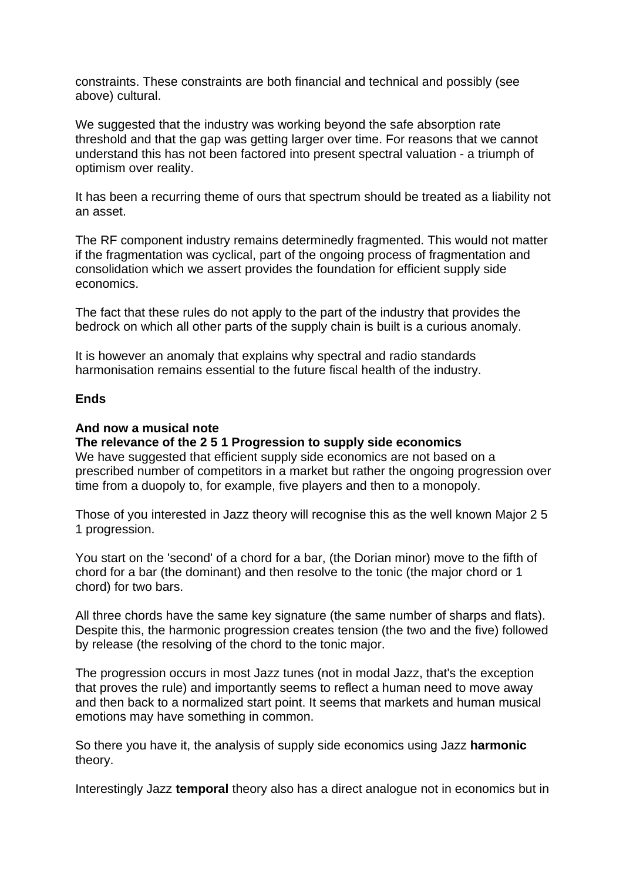constraints. These constraints are both financial and technical and possibly (see above) cultural.

We suggested that the industry was working beyond the safe absorption rate threshold and that the gap was getting larger over time. For reasons that we cannot understand this has not been factored into present spectral valuation - a triumph of optimism over reality.

It has been a recurring theme of ours that spectrum should be treated as a liability not an asset.

The RF component industry remains determinedly fragmented. This would not matter if the fragmentation was cyclical, part of the ongoing process of fragmentation and consolidation which we assert provides the foundation for efficient supply side economics.

The fact that these rules do not apply to the part of the industry that provides the bedrock on which all other parts of the supply chain is built is a curious anomaly.

It is however an anomaly that explains why spectral and radio standards harmonisation remains essential to the future fiscal health of the industry.

**Ends**

**And now a musical note**
**The relevance of the 2 5 1 Progression to supply side economics**
We have suggested that efficient supply side economics are not based on a prescribed number of competitors in a market but rather the ongoing progression over time from a duopoly to, for example, five players and then to a monopoly.

Those of you interested in Jazz theory will recognise this as the well known Major 2 5 1 progression.

You start on the 'second' of a chord for a bar, (the Dorian minor) move to the fifth of chord for a bar (the dominant) and then resolve to the tonic (the major chord or 1 chord) for two bars.

All three chords have the same key signature (the same number of sharps and flats). Despite this, the harmonic progression creates tension (the two and the five) followed by release (the resolving of the chord to the tonic major.

The progression occurs in most Jazz tunes (not in modal Jazz, that's the exception that proves the rule) and importantly seems to reflect a human need to move away and then back to a normalized start point. It seems that markets and human musical emotions may have something in common.

So there you have it, the analysis of supply side economics using Jazz **harmonic** theory.

Interestingly Jazz **temporal** theory also has a direct analogue not in economics but in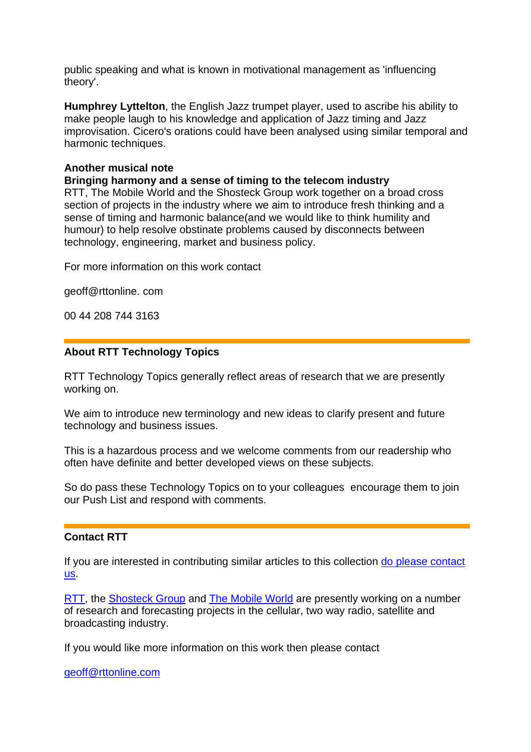public speaking and what is known in motivational management as 'influencing theory'.

**Humphrey Lyttelton**, the English Jazz trumpet player, used to ascribe his ability to make people laugh to his knowledge and application of Jazz timing and Jazz improvisation. Cicero's orations could have been analysed using similar temporal and harmonic techniques.

**Another musical note**
**Bringing harmony and a sense of timing to the telecom industry**
RTT, The Mobile World and the Shosteck Group work together on a broad cross section of projects in the industry where we aim to introduce fresh thinking and a sense of timing and harmonic balance(and we would like to think humility and humour) to help resolve obstinate problems caused by disconnects between technology, engineering, market and business policy.

For more information on this work contact

geoff@rttonline. com

00 44 208 744 3163

---

### About RTT Technology Topics

RTT Technology Topics generally reflect areas of research that we are presently working on.

We aim to introduce new terminology and new ideas to clarify present and future technology and business issues.

This is a hazardous process and we welcome comments from our readership who often have definite and better developed views on these subjects.

So do pass these Technology Topics on to your colleagues  encourage them to join our Push List and respond with comments.

---

### Contact RTT

If you are interested in contributing similar articles to this collection do please contact us.

RTT, the Shosteck Group and The Mobile World are presently working on a number of research and forecasting projects in the cellular, two way radio, satellite and broadcasting industry.

If you would like more information on this work then please contact

geoff@rttonline.com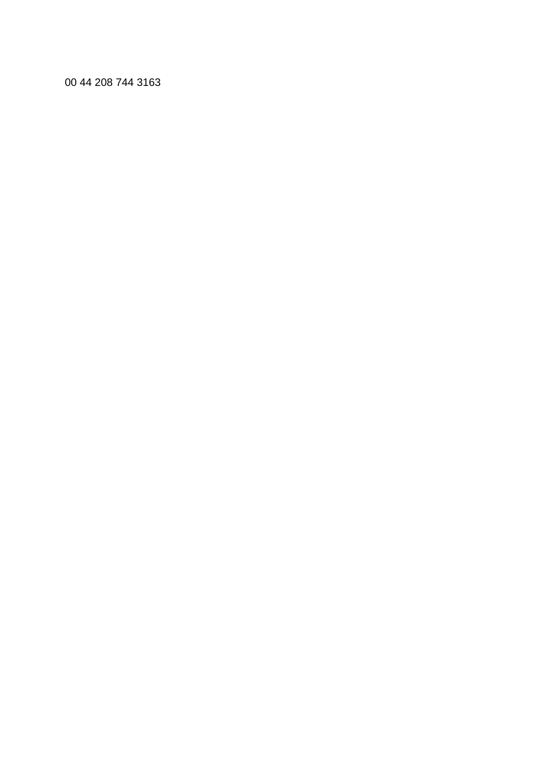00 44 208 744 3163